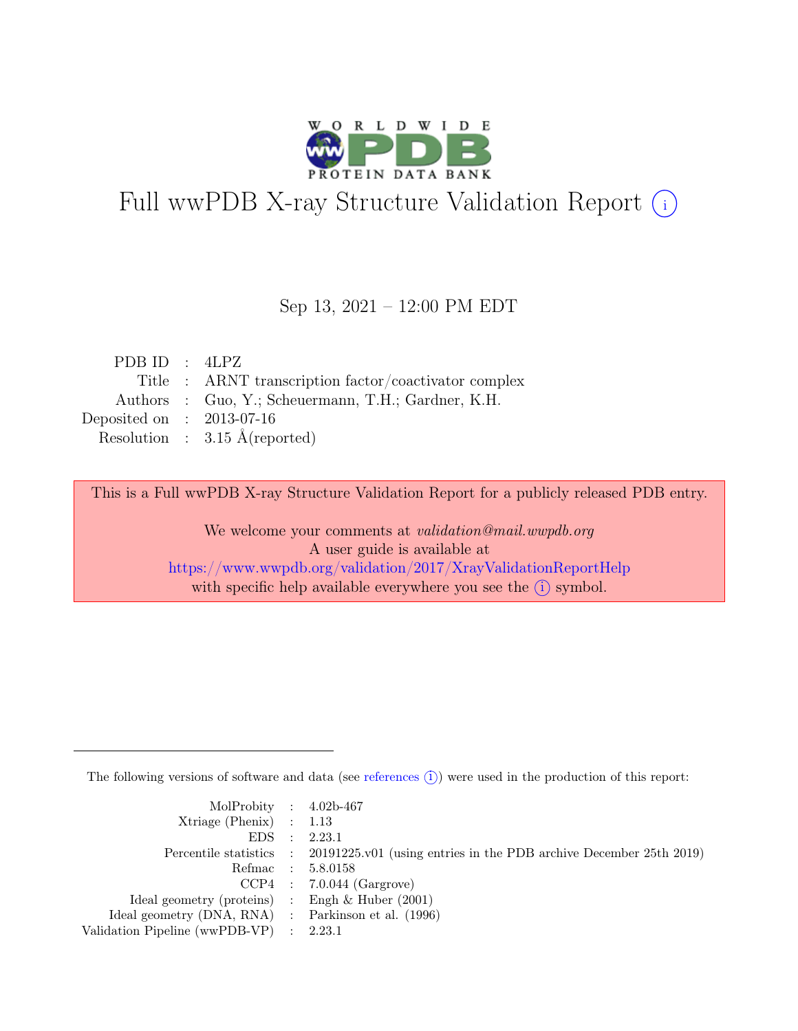# Full wwPDB X-ray Structure Validation Report (i)

Sep 13, 2021 – 12:00 PM EDT

| | | |
|---|---|---|
| PDB ID | : | 4LPZ |
| Title | : | ARNT transcription factor/coactivator complex |
| Authors | : | Guo, Y.; Scheuermann, T.H.; Gardner, K.H. |
| Deposited on | : | 2013-07-16 |
| Resolution | : | 3.15 Å(reported) |

This is a Full wwPDB X-ray Structure Validation Report for a publicly released PDB entry.

We welcome your comments at *validation@mail.wwpdb.org*
A user guide is available at
https://www.wwpdb.org/validation/2017/XrayValidationReportHelp
with specific help available everywhere you see the (i) symbol.

The following versions of software and data (see references (i)) were used in the production of this report:

| | | |
|---|---|---|
| MolProbity | : | 4.02b-467 |
| Xtriage (Phenix) | : | 1.13 |
| EDS | : | 2.23.1 |
| Percentile statistics | : | 20191225.v01 (using entries in the PDB archive December 25th 2019) |
| Refmac | : | 5.8.0158 |
| CCP4 | : | 7.0.044 (Gargrove) |
| Ideal geometry (proteins) | : | Engh & Huber (2001) |
| Ideal geometry (DNA, RNA) | : | Parkinson et al. (1996) |
| Validation Pipeline (wwPDB-VP) | : | 2.23.1 |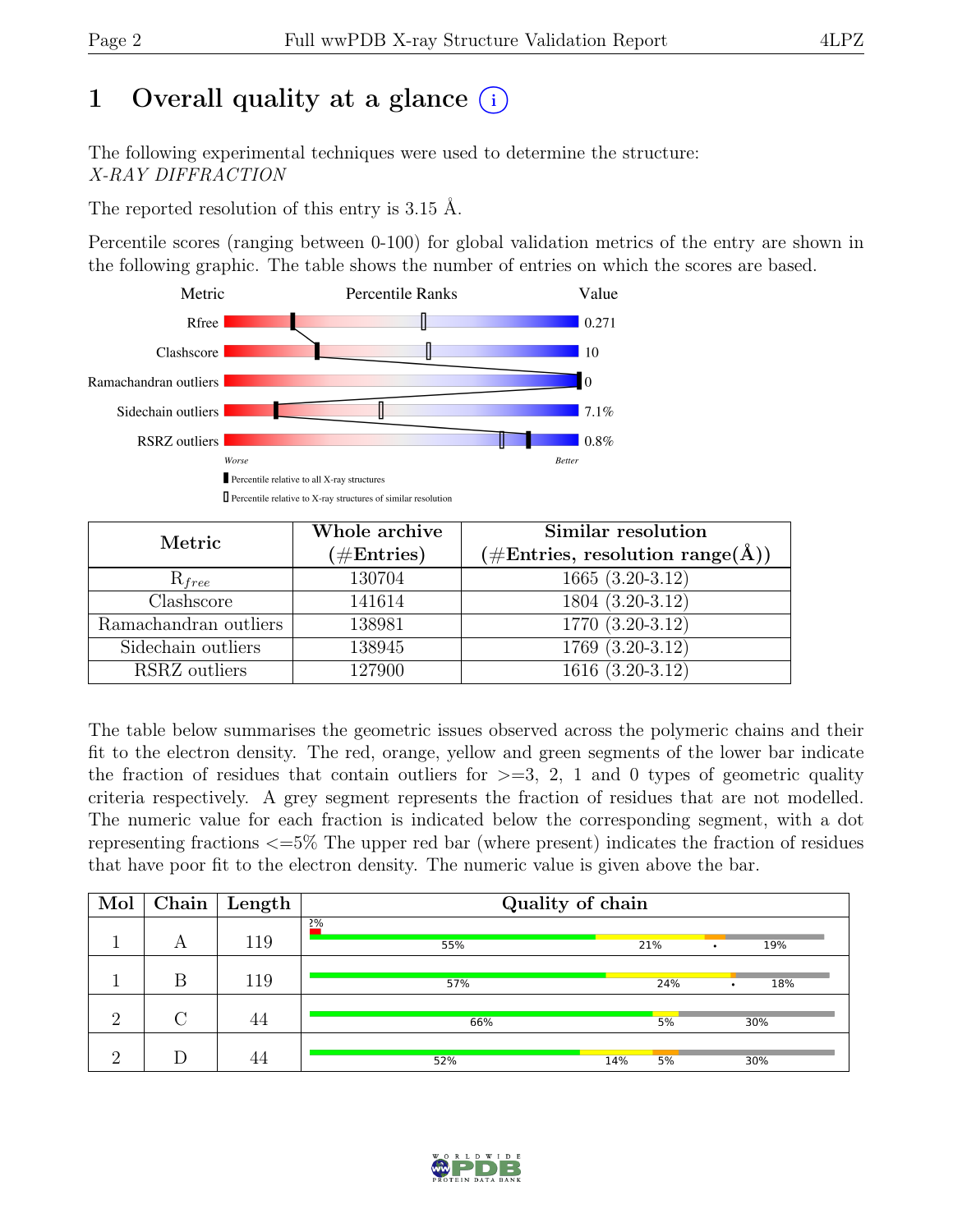# 1 Overall quality at a glance (i)

The following experimental techniques were used to determine the structure:
*X-RAY DIFFRACTION*

The reported resolution of this entry is 3.15 Å.

Percentile scores (ranging between 0-100) for global validation metrics of the entry are shown in the following graphic. The table shows the number of entries on which the scores are based.

| Metric | Value |
|---|---|
| Rfree | 0.271 |
| Clashscore | 10 |
| Ramachandran outliers | 0 |
| Sidechain outliers | 7.1% |
| RSRZ outliers | 0.8% |

Worse ← Percentile Ranks → Better

▮ Percentile relative to all X-ray structures
▯ Percentile relative to X-ray structures of similar resolution

| Metric | Whole archive (#Entries) | Similar resolution (#Entries, resolution range(Å)) |
|---|---|---|
| $R_{free}$ | 130704 | 1665 (3.20-3.12) |
| Clashscore | 141614 | 1804 (3.20-3.12) |
| Ramachandran outliers | 138981 | 1770 (3.20-3.12) |
| Sidechain outliers | 138945 | 1769 (3.20-3.12) |
| RSRZ outliers | 127900 | 1616 (3.20-3.12) |

The table below summarises the geometric issues observed across the polymeric chains and their fit to the electron density. The red, orange, yellow and green segments of the lower bar indicate the fraction of residues that contain outliers for >=3, 2, 1 and 0 types of geometric quality criteria respectively. A grey segment represents the fraction of residues that are not modelled. The numeric value for each fraction is indicated below the corresponding segment, with a dot representing fractions <=5% The upper red bar (where present) indicates the fraction of residues that have poor fit to the electron density. The numeric value is given above the bar.

| Mol | Chain | Length | Quality of chain |
|---|---|---|---|
| 1 | A | 119 | 2%; 55%, 21%, •, 19% |
| 1 | B | 119 | 57%, 24%, •, 18% |
| 2 | C | 44 | 66%, 5%, 30% |
| 2 | D | 44 | 52%, 14%, 5%, 30% |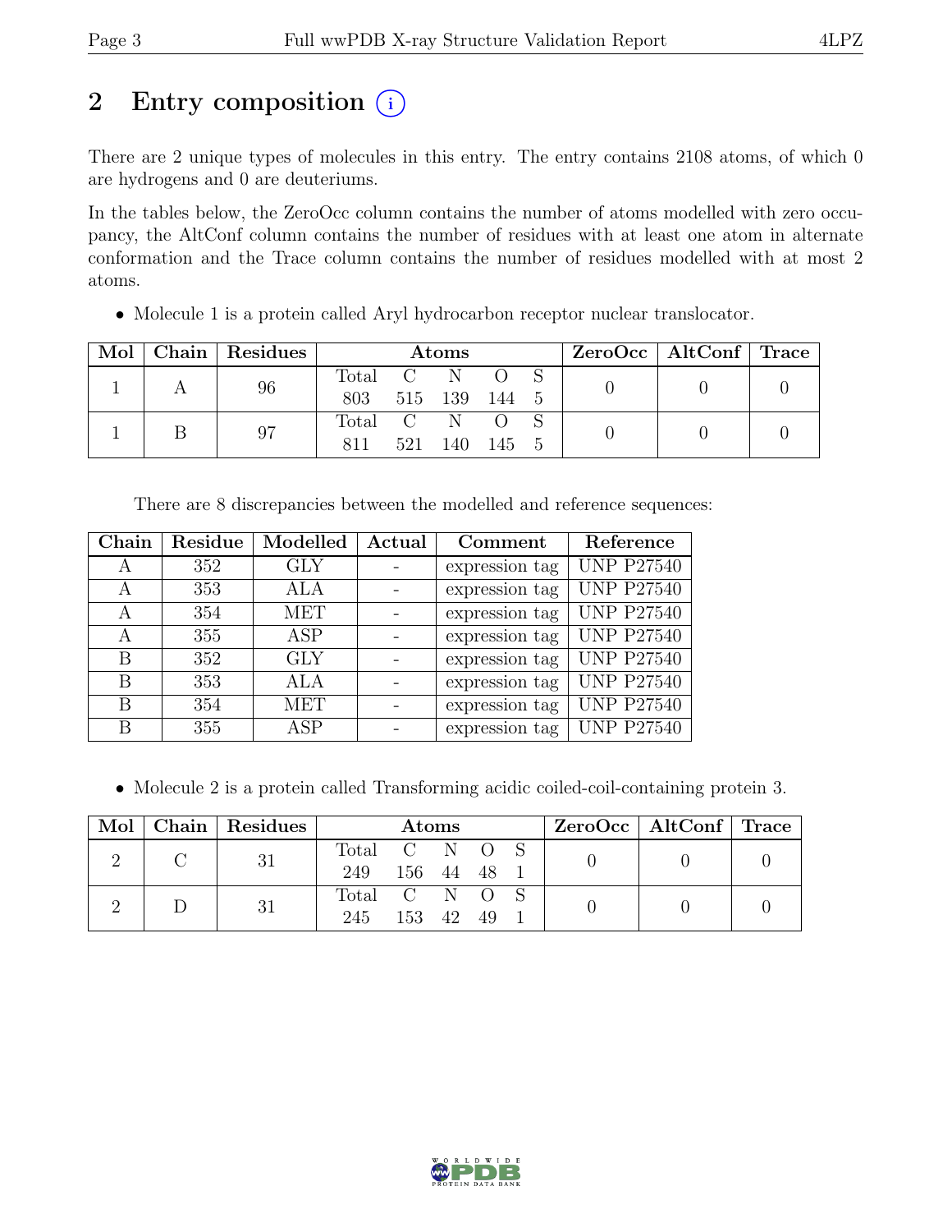# 2 Entry composition (i)

There are 2 unique types of molecules in this entry. The entry contains 2108 atoms, of which 0 are hydrogens and 0 are deuteriums.

In the tables below, the ZeroOcc column contains the number of atoms modelled with zero occupancy, the AltConf column contains the number of residues with at least one atom in alternate conformation and the Trace column contains the number of residues modelled with at most 2 atoms.

- Molecule 1 is a protein called Aryl hydrocarbon receptor nuclear translocator.

| Mol | Chain | Residues | Atoms | | | | | ZeroOcc | AltConf | Trace |
|---|---|---|---|---|---|---|---|---|---|---|
| | | | Total | C | N | O | S | | | |
| 1 | A | 96 | 803 | 515 | 139 | 144 | 5 | 0 | 0 | 0 |
| 1 | B | 97 | 811 | 521 | 140 | 145 | 5 | 0 | 0 | 0 |

There are 8 discrepancies between the modelled and reference sequences:

| Chain | Residue | Modelled | Actual | Comment | Reference |
|---|---|---|---|---|---|
| A | 352 | GLY | - | expression tag | UNP P27540 |
| A | 353 | ALA | - | expression tag | UNP P27540 |
| A | 354 | MET | - | expression tag | UNP P27540 |
| A | 355 | ASP | - | expression tag | UNP P27540 |
| B | 352 | GLY | - | expression tag | UNP P27540 |
| B | 353 | ALA | - | expression tag | UNP P27540 |
| B | 354 | MET | - | expression tag | UNP P27540 |
| B | 355 | ASP | - | expression tag | UNP P27540 |

- Molecule 2 is a protein called Transforming acidic coiled-coil-containing protein 3.

| Mol | Chain | Residues | Atoms | | | | | ZeroOcc | AltConf | Trace |
|---|---|---|---|---|---|---|---|---|---|---|
| | | | Total | C | N | O | S | | | |
| 2 | C | 31 | 249 | 156 | 44 | 48 | 1 | 0 | 0 | 0 |
| 2 | D | 31 | 245 | 153 | 42 | 49 | 1 | 0 | 0 | 0 |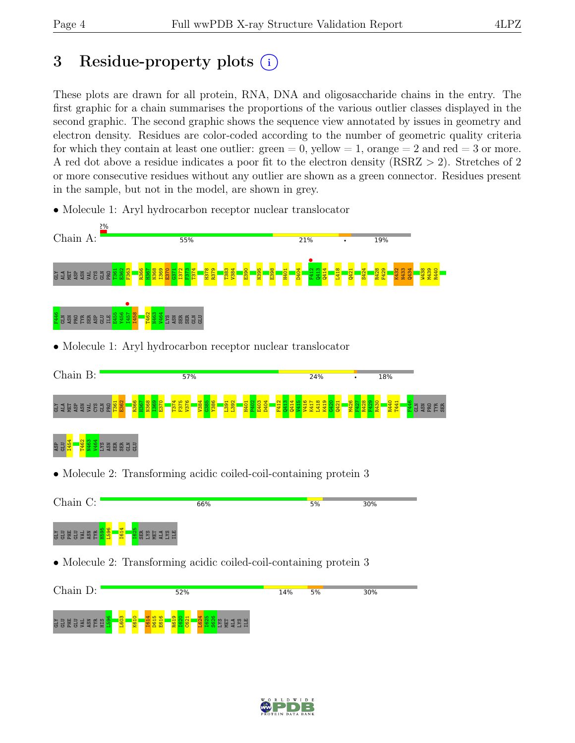# 3 Residue-property plots

These plots are drawn for all protein, RNA, DNA and oligosaccharide chains in the entry. The first graphic for a chain summarises the proportions of the various outlier classes displayed in the second graphic. The second graphic shows the sequence view annotated by issues in geometry and electron density. Residues are color-coded according to the number of geometric quality criteria for which they contain at least one outlier: green = 0, yellow = 1, orange = 2 and red = 3 or more. A red dot above a residue indicates a poor fit to the electron density (RSRZ > 2). Stretches of 2 or more consecutive residues without any outlier are shown as a green connector. Residues present in the sample, but not in the model, are shown in grey.

- Molecule 1: Aryl hydrocarbon receptor nuclear translocator

Chain A: 2% | 55% | 21% | • | 19%

GLY ALA MET ASP ASN VAL CYS GLN PRO T361 E362 F363 R366 H367 N368 I369 E370 G371 I372 F373 T374 H378 R379 T383 V384 E390 N395 E398 H401 D404 F412 Q413 Q414 L418 Q421 S424 R428 F429 K432 N433 Q434 W438 M439 R440 F446 GLN ASN PRO TYR SER ASP GLU ILE E455 Y456 I457 I458 T462 N463 V464 LYS ASN SER SER GLN GLU

- Molecule 1: Aryl hydrocarbon receptor nuclear translocator

Chain B: 57% | 24% | • | 18%

GLY ALA MET ASP ASN VAL CYS GLN PRO T361 E362 R366 H367 N368 I369 E370 T374 I375 V376 V384 G385 Y386 L391 L392 H401 P402 E403 D404 F412 Q413 Q414 V415 V416 K417 L418 K419 G420 Q421 M426 F427 R428 F429 R430 R440 T441 F446 GLN ASN PRO TYR SER ASP GLU I454 T462 N463 V464 LYS ASN SER SER GLN GLU

- Molecule 2: Transforming acidic coiled-coil-containing protein 3

Chain C: 66% | 5% | 30%

GLY GLU PHE GLU VAL ASN TYR H595 L596 I614 I625 SER LYS MET ALA LYS ILE

- Molecule 2: Transforming acidic coiled-coil-containing protein 3

Chain D: 52% | 14% | 5% | 30%

GLY GLU PHE GLU VAL ASN TYR HIS L596 L603 K610 I614 D615 E616 R619 K620 C621 L624 I625 S626 LYS MET ALA LYS ILE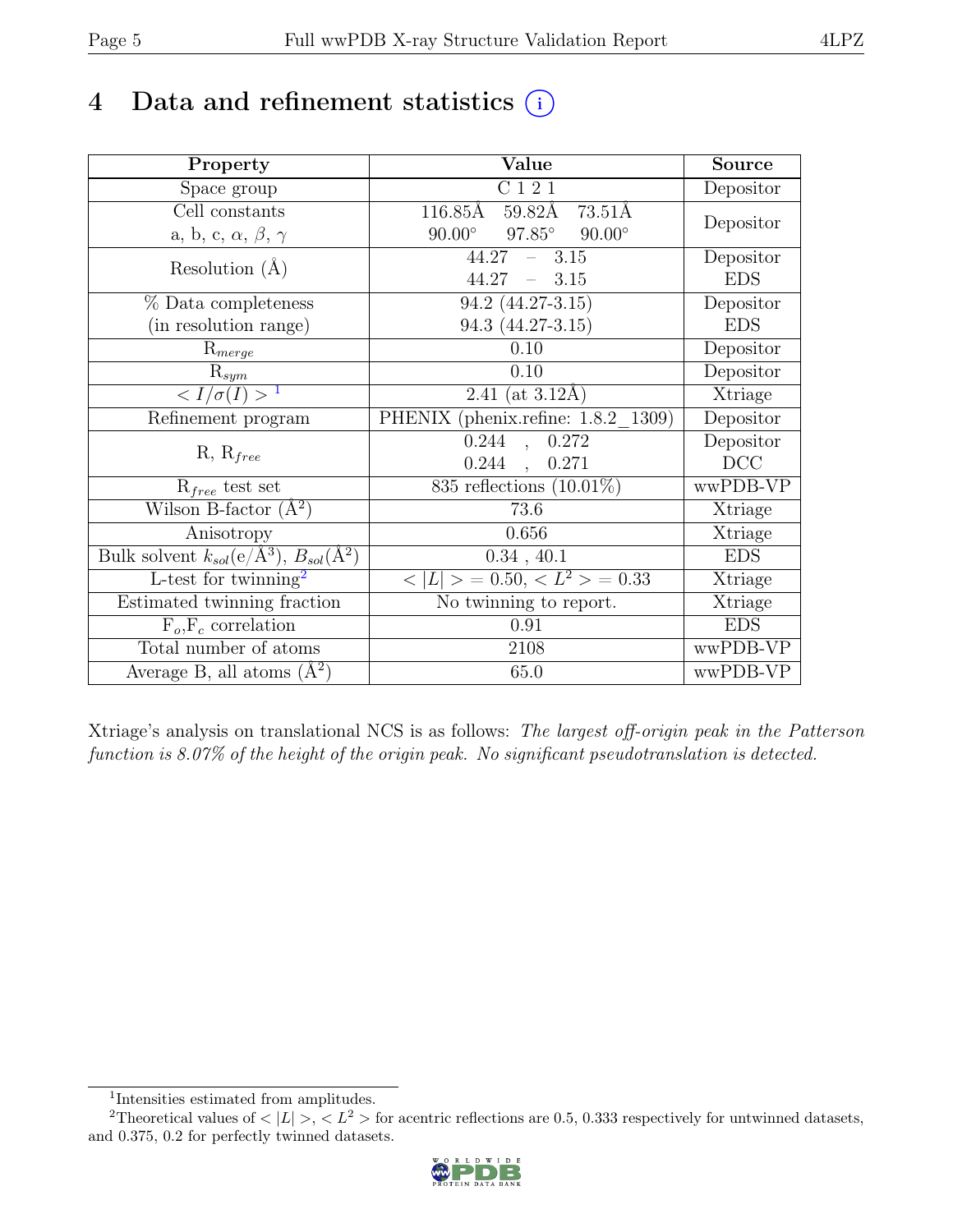# 4 Data and refinement statistics

| Property | Value | Source |
|---|---|---|
| Space group | C 1 2 1 | Depositor |
| Cell constants<br>a, b, c, $\alpha$, $\beta$, $\gamma$ | 116.85Å 59.82Å 73.51Å<br>90.00° 97.85° 90.00° | Depositor |
| Resolution (Å) | 44.27 – 3.15<br>44.27 – 3.15 | Depositor<br>EDS |
| % Data completeness<br>(in resolution range) | 94.2 (44.27-3.15)<br>94.3 (44.27-3.15) | Depositor<br>EDS |
| $R_{merge}$ | 0.10 | Depositor |
| $R_{sym}$ | 0.10 | Depositor |
| $< I/\sigma(I) >$ [1] | 2.41 (at 3.12Å) | Xtriage |
| Refinement program | PHENIX (phenix.refine: 1.8.2_1309) | Depositor |
| R, $R_{free}$ | 0.244 , 0.272<br>0.244 , 0.271 | Depositor<br>DCC |
| $R_{free}$ test set | 835 reflections (10.01%) | wwPDB-VP |
| Wilson B-factor (Å$^2$) | 73.6 | Xtriage |
| Anisotropy | 0.656 | Xtriage |
| Bulk solvent $k_{sol}$(e/Å$^3$), $B_{sol}$(Å$^2$) | 0.34 , 40.1 | EDS |
| L-test for twinning[2] | $< \lvert L \rvert > = 0.50$, $< L^2 > = 0.33$ | Xtriage |
| Estimated twinning fraction | No twinning to report. | Xtriage |
| $F_o$,$F_c$ correlation | 0.91 | EDS |
| Total number of atoms | 2108 | wwPDB-VP |
| Average B, all atoms (Å$^2$) | 65.0 | wwPDB-VP |

Xtriage's analysis on translational NCS is as follows: *The largest off-origin peak in the Patterson function is 8.07% of the height of the origin peak. No significant pseudotranslation is detected.*

[1] Intensities estimated from amplitudes.

[2] Theoretical values of $< \lvert L \rvert >$, $< L^2 >$ for acentric reflections are 0.5, 0.333 respectively for untwinned datasets, and 0.375, 0.2 for perfectly twinned datasets.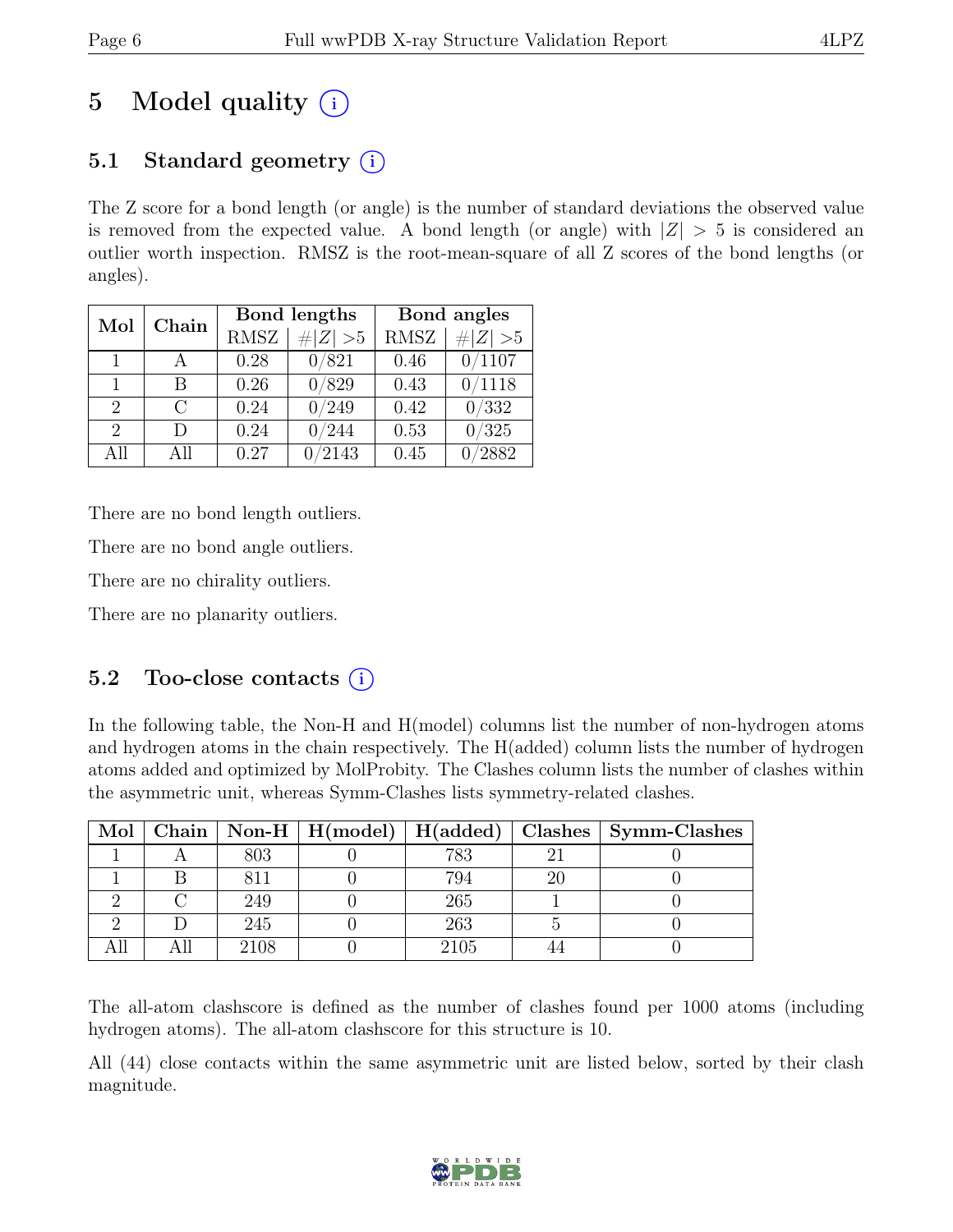# 5 Model quality (i)

## 5.1 Standard geometry (i)

The Z score for a bond length (or angle) is the number of standard deviations the observed value is removed from the expected value. A bond length (or angle) with $|Z| > 5$ is considered an outlier worth inspection. RMSZ is the root-mean-square of all Z scores of the bond lengths (or angles).

| Mol | Chain | Bond lengths | | Bond angles | |
|---|---|---|---|---|---|
| | | RMSZ | #$\|Z\|$ >5 | RMSZ | #$\|Z\|$ >5 |
| 1 | A | 0.28 | 0/821 | 0.46 | 0/1107 |
| 1 | B | 0.26 | 0/829 | 0.43 | 0/1118 |
| 2 | C | 0.24 | 0/249 | 0.42 | 0/332 |
| 2 | D | 0.24 | 0/244 | 0.53 | 0/325 |
| All | All | 0.27 | 0/2143 | 0.45 | 0/2882 |

There are no bond length outliers.

There are no bond angle outliers.

There are no chirality outliers.

There are no planarity outliers.

## 5.2 Too-close contacts (i)

In the following table, the Non-H and H(model) columns list the number of non-hydrogen atoms and hydrogen atoms in the chain respectively. The H(added) column lists the number of hydrogen atoms added and optimized by MolProbity. The Clashes column lists the number of clashes within the asymmetric unit, whereas Symm-Clashes lists symmetry-related clashes.

| Mol | Chain | Non-H | H(model) | H(added) | Clashes | Symm-Clashes |
|---|---|---|---|---|---|---|
| 1 | A | 803 | 0 | 783 | 21 | 0 |
| 1 | B | 811 | 0 | 794 | 20 | 0 |
| 2 | C | 249 | 0 | 265 | 1 | 0 |
| 2 | D | 245 | 0 | 263 | 5 | 0 |
| All | All | 2108 | 0 | 2105 | 44 | 0 |

The all-atom clashscore is defined as the number of clashes found per 1000 atoms (including hydrogen atoms). The all-atom clashscore for this structure is 10.

All (44) close contacts within the same asymmetric unit are listed below, sorted by their clash magnitude.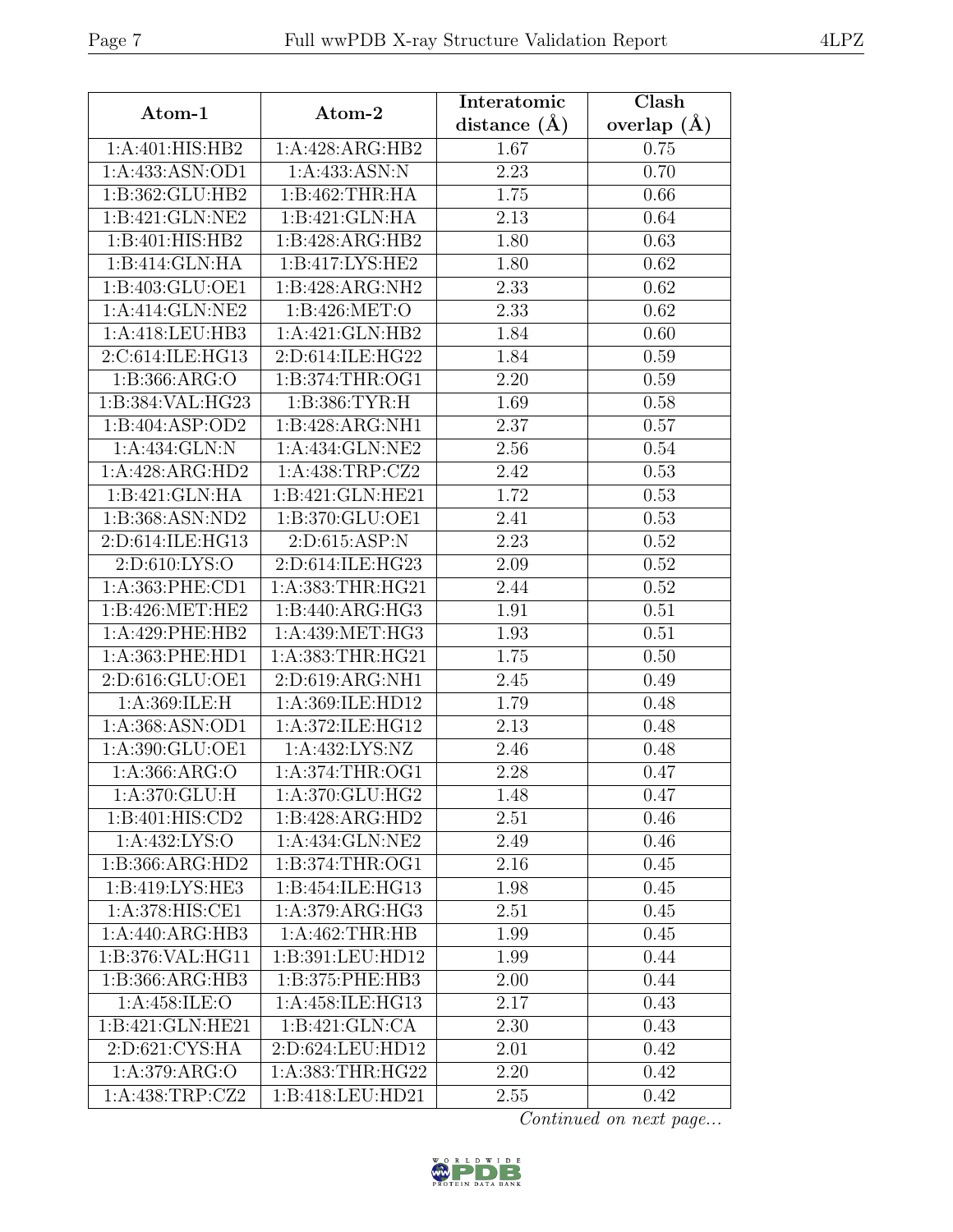| Atom-1 | Atom-2 | Interatomic distance (Å) | Clash overlap (Å) |
| --- | --- | --- | --- |
| 1:A:401:HIS:HB2 | 1:A:428:ARG:HB2 | 1.67 | 0.75 |
| 1:A:433:ASN:OD1 | 1:A:433:ASN:N | 2.23 | 0.70 |
| 1:B:362:GLU:HB2 | 1:B:462:THR:HA | 1.75 | 0.66 |
| 1:B:421:GLN:NE2 | 1:B:421:GLN:HA | 2.13 | 0.64 |
| 1:B:401:HIS:HB2 | 1:B:428:ARG:HB2 | 1.80 | 0.63 |
| 1:B:414:GLN:HA | 1:B:417:LYS:HE2 | 1.80 | 0.62 |
| 1:B:403:GLU:OE1 | 1:B:428:ARG:NH2 | 2.33 | 0.62 |
| 1:A:414:GLN:NE2 | 1:B:426:MET:O | 2.33 | 0.62 |
| 1:A:418:LEU:HB3 | 1:A:421:GLN:HB2 | 1.84 | 0.60 |
| 2:C:614:ILE:HG13 | 2:D:614:ILE:HG22 | 1.84 | 0.59 |
| 1:B:366:ARG:O | 1:B:374:THR:OG1 | 2.20 | 0.59 |
| 1:B:384:VAL:HG23 | 1:B:386:TYR:H | 1.69 | 0.58 |
| 1:B:404:ASP:OD2 | 1:B:428:ARG:NH1 | 2.37 | 0.57 |
| 1:A:434:GLN:N | 1:A:434:GLN:NE2 | 2.56 | 0.54 |
| 1:A:428:ARG:HD2 | 1:A:438:TRP:CZ2 | 2.42 | 0.53 |
| 1:B:421:GLN:HA | 1:B:421:GLN:HE21 | 1.72 | 0.53 |
| 1:B:368:ASN:ND2 | 1:B:370:GLU:OE1 | 2.41 | 0.53 |
| 2:D:614:ILE:HG13 | 2:D:615:ASP:N | 2.23 | 0.52 |
| 2:D:610:LYS:O | 2:D:614:ILE:HG23 | 2.09 | 0.52 |
| 1:A:363:PHE:CD1 | 1:A:383:THR:HG21 | 2.44 | 0.52 |
| 1:B:426:MET:HE2 | 1:B:440:ARG:HG3 | 1.91 | 0.51 |
| 1:A:429:PHE:HB2 | 1:A:439:MET:HG3 | 1.93 | 0.51 |
| 1:A:363:PHE:HD1 | 1:A:383:THR:HG21 | 1.75 | 0.50 |
| 2:D:616:GLU:OE1 | 2:D:619:ARG:NH1 | 2.45 | 0.49 |
| 1:A:369:ILE:H | 1:A:369:ILE:HD12 | 1.79 | 0.48 |
| 1:A:368:ASN:OD1 | 1:A:372:ILE:HG12 | 2.13 | 0.48 |
| 1:A:390:GLU:OE1 | 1:A:432:LYS:NZ | 2.46 | 0.48 |
| 1:A:366:ARG:O | 1:A:374:THR:OG1 | 2.28 | 0.47 |
| 1:A:370:GLU:H | 1:A:370:GLU:HG2 | 1.48 | 0.47 |
| 1:B:401:HIS:CD2 | 1:B:428:ARG:HD2 | 2.51 | 0.46 |
| 1:A:432:LYS:O | 1:A:434:GLN:NE2 | 2.49 | 0.46 |
| 1:B:366:ARG:HD2 | 1:B:374:THR:OG1 | 2.16 | 0.45 |
| 1:B:419:LYS:HE3 | 1:B:454:ILE:HG13 | 1.98 | 0.45 |
| 1:A:378:HIS:CE1 | 1:A:379:ARG:HG3 | 2.51 | 0.45 |
| 1:A:440:ARG:HB3 | 1:A:462:THR:HB | 1.99 | 0.45 |
| 1:B:376:VAL:HG11 | 1:B:391:LEU:HD12 | 1.99 | 0.44 |
| 1:B:366:ARG:HB3 | 1:B:375:PHE:HB3 | 2.00 | 0.44 |
| 1:A:458:ILE:O | 1:A:458:ILE:HG13 | 2.17 | 0.43 |
| 1:B:421:GLN:HE21 | 1:B:421:GLN:CA | 2.30 | 0.43 |
| 2:D:621:CYS:HA | 2:D:624:LEU:HD12 | 2.01 | 0.42 |
| 1:A:379:ARG:O | 1:A:383:THR:HG22 | 2.20 | 0.42 |
| 1:A:438:TRP:CZ2 | 1:B:418:LEU:HD21 | 2.55 | 0.42 |

*Continued on next page...*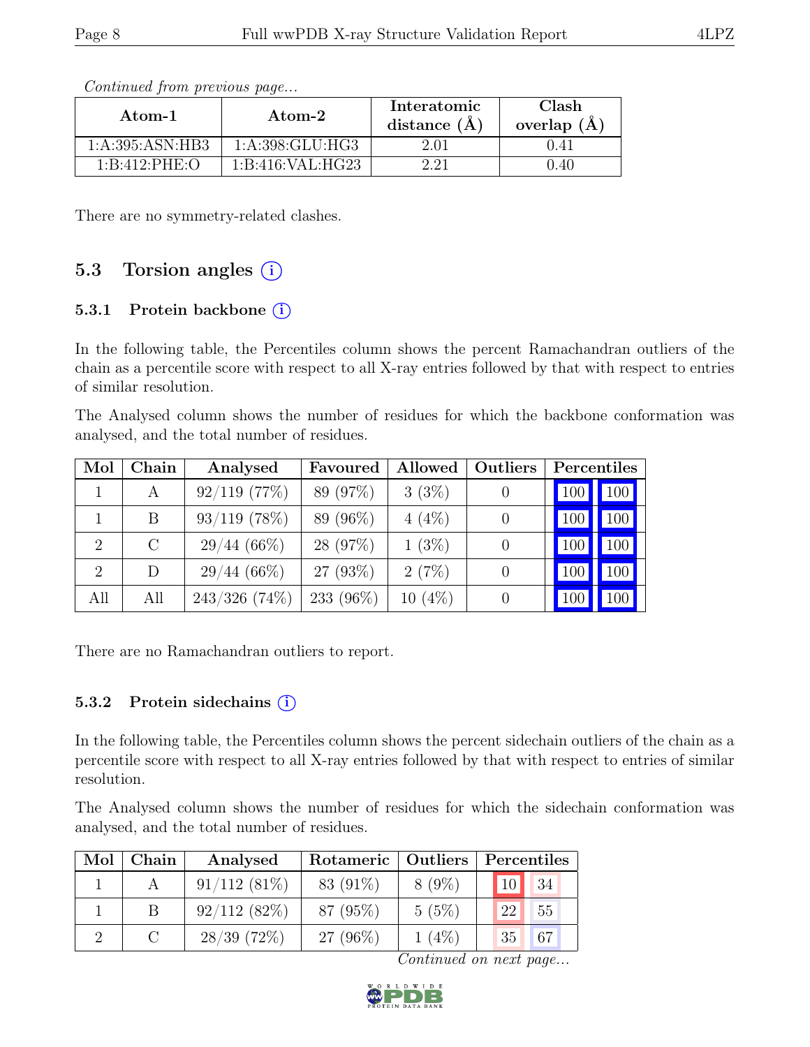*Continued from previous page...*

| Atom-1 | Atom-2 | Interatomic distance (Å) | Clash overlap (Å) |
|---|---|---|---|
| 1:A:395:ASN:HB3 | 1:A:398:GLU:HG3 | 2.01 | 0.41 |
| 1:B:412:PHE:O | 1:B:416:VAL:HG23 | 2.21 | 0.40 |

There are no symmetry-related clashes.

## 5.3 Torsion angles (i)

### 5.3.1 Protein backbone (i)

In the following table, the Percentiles column shows the percent Ramachandran outliers of the chain as a percentile score with respect to all X-ray entries followed by that with respect to entries of similar resolution.

The Analysed column shows the number of residues for which the backbone conformation was analysed, and the total number of residues.

| Mol | Chain | Analysed | Favoured | Allowed | Outliers | Percentiles | |
|---|---|---|---|---|---|---|---|
| 1 | A | 92/119 (77%) | 89 (97%) | 3 (3%) | 0 | 100 | 100 |
| 1 | B | 93/119 (78%) | 89 (96%) | 4 (4%) | 0 | 100 | 100 |
| 2 | C | 29/44 (66%) | 28 (97%) | 1 (3%) | 0 | 100 | 100 |
| 2 | D | 29/44 (66%) | 27 (93%) | 2 (7%) | 0 | 100 | 100 |
| All | All | 243/326 (74%) | 233 (96%) | 10 (4%) | 0 | 100 | 100 |

There are no Ramachandran outliers to report.

### 5.3.2 Protein sidechains (i)

In the following table, the Percentiles column shows the percent sidechain outliers of the chain as a percentile score with respect to all X-ray entries followed by that with respect to entries of similar resolution.

The Analysed column shows the number of residues for which the sidechain conformation was analysed, and the total number of residues.

| Mol | Chain | Analysed | Rotameric | Outliers | Percentiles | |
|---|---|---|---|---|---|---|
| 1 | A | 91/112 (81%) | 83 (91%) | 8 (9%) | 10 | 34 |
| 1 | B | 92/112 (82%) | 87 (95%) | 5 (5%) | 22 | 55 |
| 2 | C | 28/39 (72%) | 27 (96%) | 1 (4%) | 35 | 67 |

*Continued on next page...*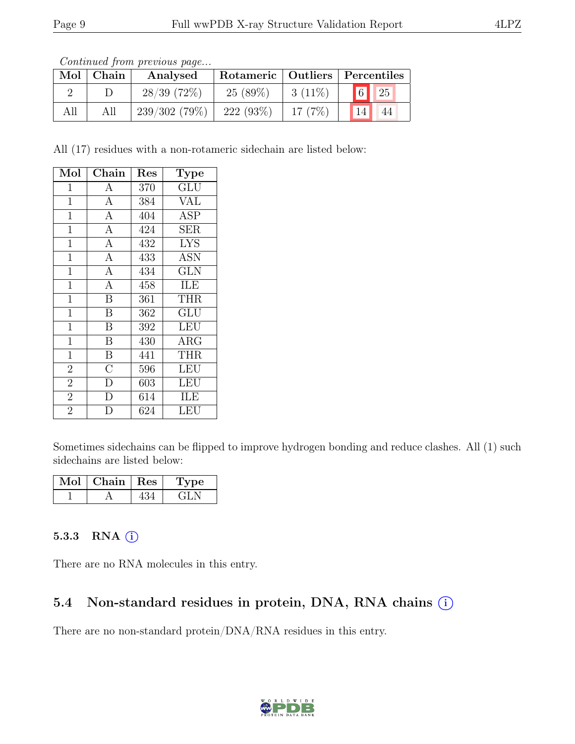*Continued from previous page...*

| Mol | Chain | Analysed | Rotameric | Outliers | Percentiles | |
|---|---|---|---|---|---|---|
| 2 | D | 28/39 (72%) | 25 (89%) | 3 (11%) | 6 | 25 |
| All | All | 239/302 (79%) | 222 (93%) | 17 (7%) | 14 | 44 |

All (17) residues with a non-rotameric sidechain are listed below:

| Mol | Chain | Res | Type |
|---|---|---|---|
| 1 | A | 370 | GLU |
| 1 | A | 384 | VAL |
| 1 | A | 404 | ASP |
| 1 | A | 424 | SER |
| 1 | A | 432 | LYS |
| 1 | A | 433 | ASN |
| 1 | A | 434 | GLN |
| 1 | A | 458 | ILE |
| 1 | B | 361 | THR |
| 1 | B | 362 | GLU |
| 1 | B | 392 | LEU |
| 1 | B | 430 | ARG |
| 1 | B | 441 | THR |
| 2 | C | 596 | LEU |
| 2 | D | 603 | LEU |
| 2 | D | 614 | ILE |
| 2 | D | 624 | LEU |

Sometimes sidechains can be flipped to improve hydrogen bonding and reduce clashes. All (1) such sidechains are listed below:

| Mol | Chain | Res | Type |
|---|---|---|---|
| 1 | A | 434 | GLN |

### 5.3.3 RNA (i)

There are no RNA molecules in this entry.

## 5.4 Non-standard residues in protein, DNA, RNA chains (i)

There are no non-standard protein/DNA/RNA residues in this entry.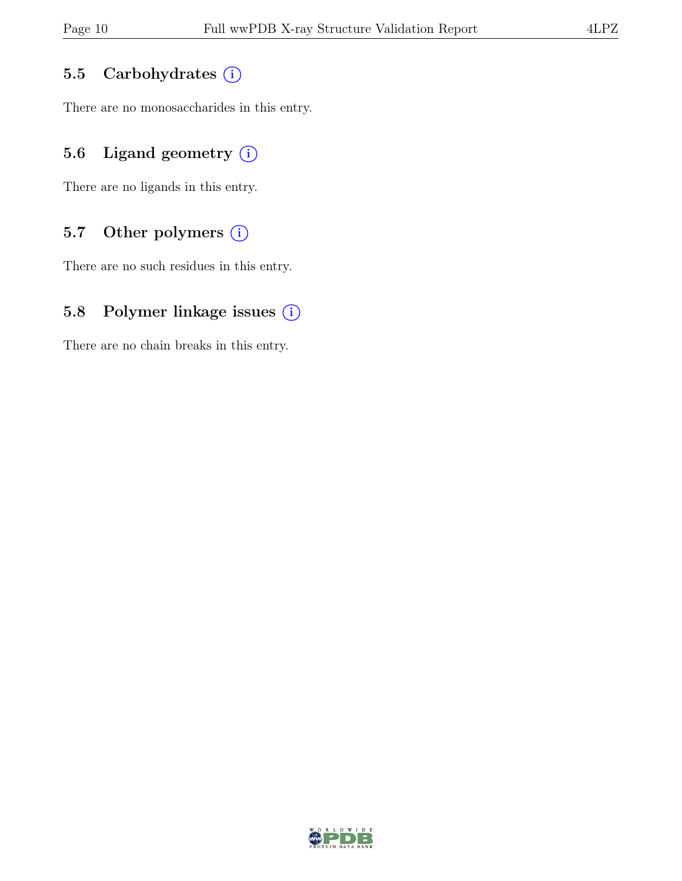### 5.5 Carbohydrates (i)

There are no monosaccharides in this entry.

### 5.6 Ligand geometry (i)

There are no ligands in this entry.

### 5.7 Other polymers (i)

There are no such residues in this entry.

### 5.8 Polymer linkage issues (i)

There are no chain breaks in this entry.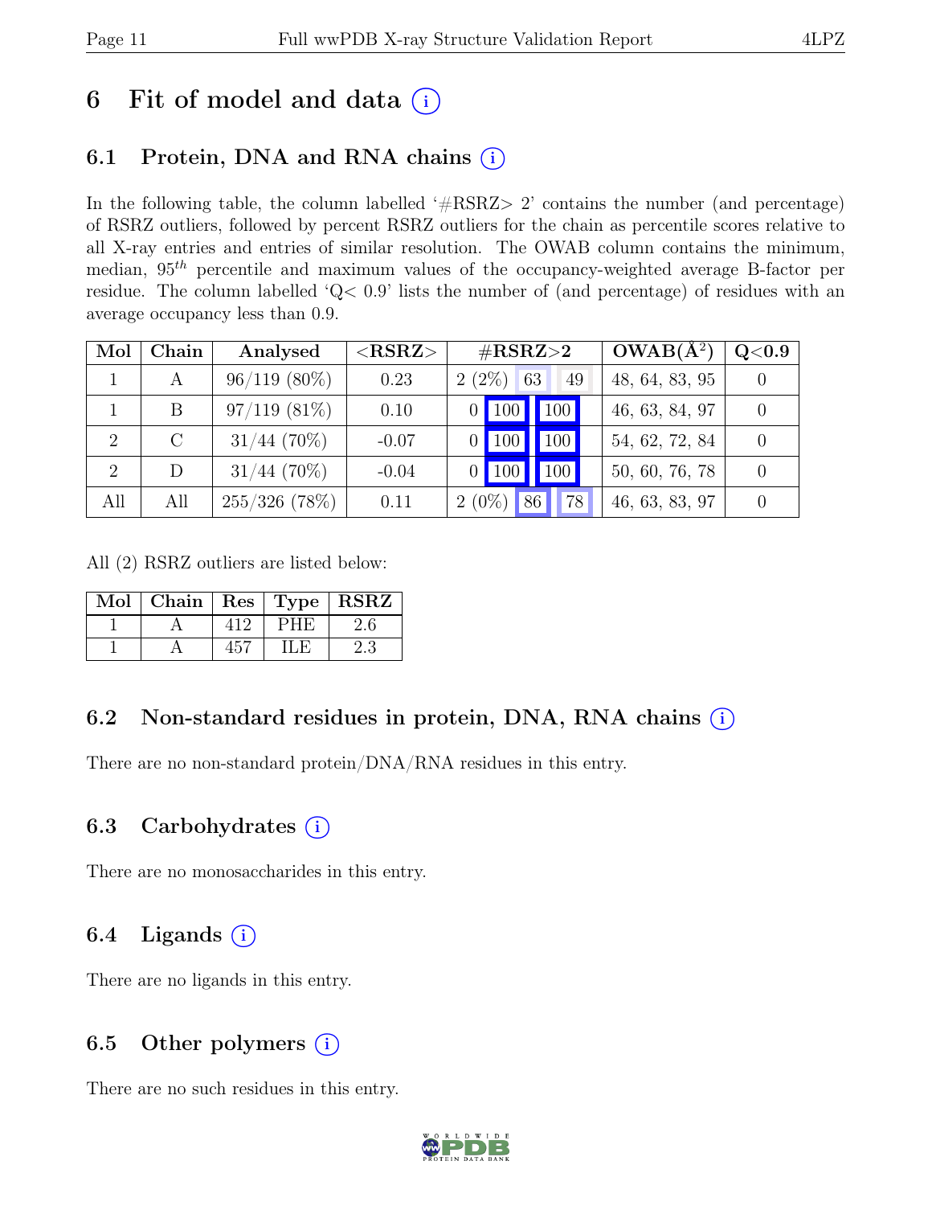# 6 Fit of model and data (i)

## 6.1 Protein, DNA and RNA chains (i)

In the following table, the column labelled '#RSRZ> 2' contains the number (and percentage) of RSRZ outliers, followed by percent RSRZ outliers for the chain as percentile scores relative to all X-ray entries and entries of similar resolution. The OWAB column contains the minimum, median, $95^{th}$ percentile and maximum values of the occupancy-weighted average B-factor per residue. The column labelled 'Q< 0.9' lists the number of (and percentage) of residues with an average occupancy less than 0.9.

| Mol | Chain | Analysed | <RSRZ> | #RSRZ>2 | | | OWAB(Å$^2$) | Q<0.9 |
|---|---|---|---|---|---|---|---|---|
| 1 | A | 96/119 (80%) | 0.23 | 2 (2%) | 63 | 49 | 48, 64, 83, 95 | 0 |
| 1 | B | 97/119 (81%) | 0.10 | 0 | 100 | 100 | 46, 63, 84, 97 | 0 |
| 2 | C | 31/44 (70%) | -0.07 | 0 | 100 | 100 | 54, 62, 72, 84 | 0 |
| 2 | D | 31/44 (70%) | -0.04 | 0 | 100 | 100 | 50, 60, 76, 78 | 0 |
| All | All | 255/326 (78%) | 0.11 | 2 (0%) | 86 | 78 | 46, 63, 83, 97 | 0 |

All (2) RSRZ outliers are listed below:

| Mol | Chain | Res | Type | RSRZ |
|---|---|---|---|---|
| 1 | A | 412 | PHE | 2.6 |
| 1 | A | 457 | ILE | 2.3 |

## 6.2 Non-standard residues in protein, DNA, RNA chains (i)

There are no non-standard protein/DNA/RNA residues in this entry.

## 6.3 Carbohydrates (i)

There are no monosaccharides in this entry.

## 6.4 Ligands (i)

There are no ligands in this entry.

## 6.5 Other polymers (i)

There are no such residues in this entry.